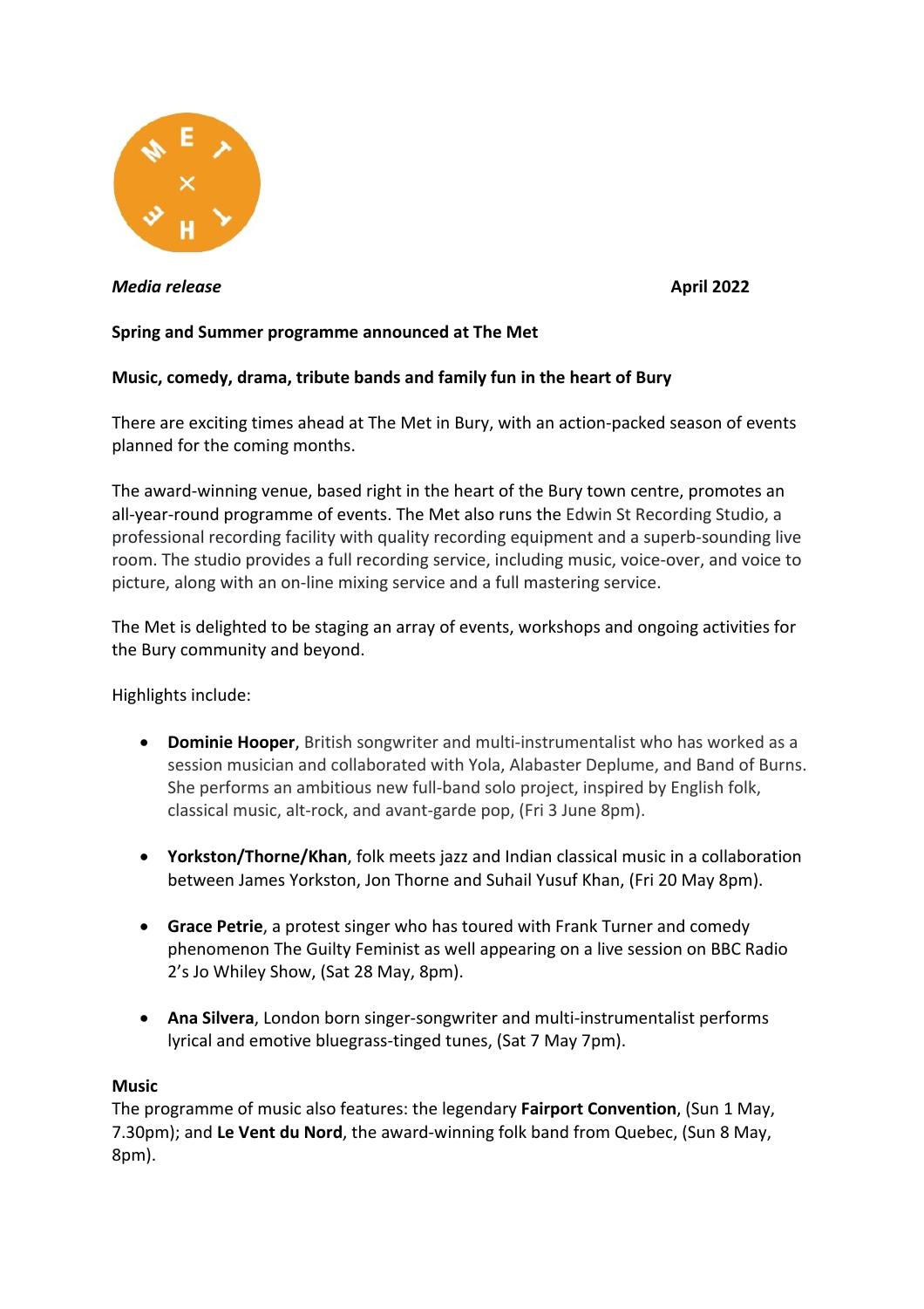*Media release* **April 2022**

**Spring and Summer programme announced at The Met**

**Music, comedy, drama, tribute bands and family fun in the heart of Bury**

There are exciting times ahead at The Met in Bury, with an action-packed season of events planned for the coming months.

The award-winning venue, based right in the heart of the Bury town centre, promotes an all-year-round programme of events. The Met also runs the Edwin St Recording Studio, a professional recording facility with quality recording equipment and a superb-sounding live room. The studio provides a full recording service, including music, voice-over, and voice to picture, along with an on-line mixing service and a full mastering service.

The Met is delighted to be staging an array of events, workshops and ongoing activities for the Bury community and beyond.

Highlights include:

- **Dominie Hooper**, British songwriter and multi-instrumentalist who has worked as a session musician and collaborated with Yola, Alabaster Deplume, and Band of Burns. She performs an ambitious new full-band solo project, inspired by English folk, classical music, alt-rock, and avant-garde pop, (Fri 3 June 8pm).

- **Yorkston/Thorne/Khan**, folk meets jazz and Indian classical music in a collaboration between James Yorkston, Jon Thorne and Suhail Yusuf Khan, (Fri 20 May 8pm).

- **Grace Petrie**, a protest singer who has toured with Frank Turner and comedy phenomenon The Guilty Feminist as well appearing on a live session on BBC Radio 2's Jo Whiley Show, (Sat 28 May, 8pm).

- **Ana Silvera**, London born singer-songwriter and multi-instrumentalist performs lyrical and emotive bluegrass-tinged tunes, (Sat 7 May 7pm).

**Music**

The programme of music also features: the legendary **Fairport Convention**, (Sun 1 May, 7.30pm); and **Le Vent du Nord**, the award-winning folk band from Quebec, (Sun 8 May, 8pm).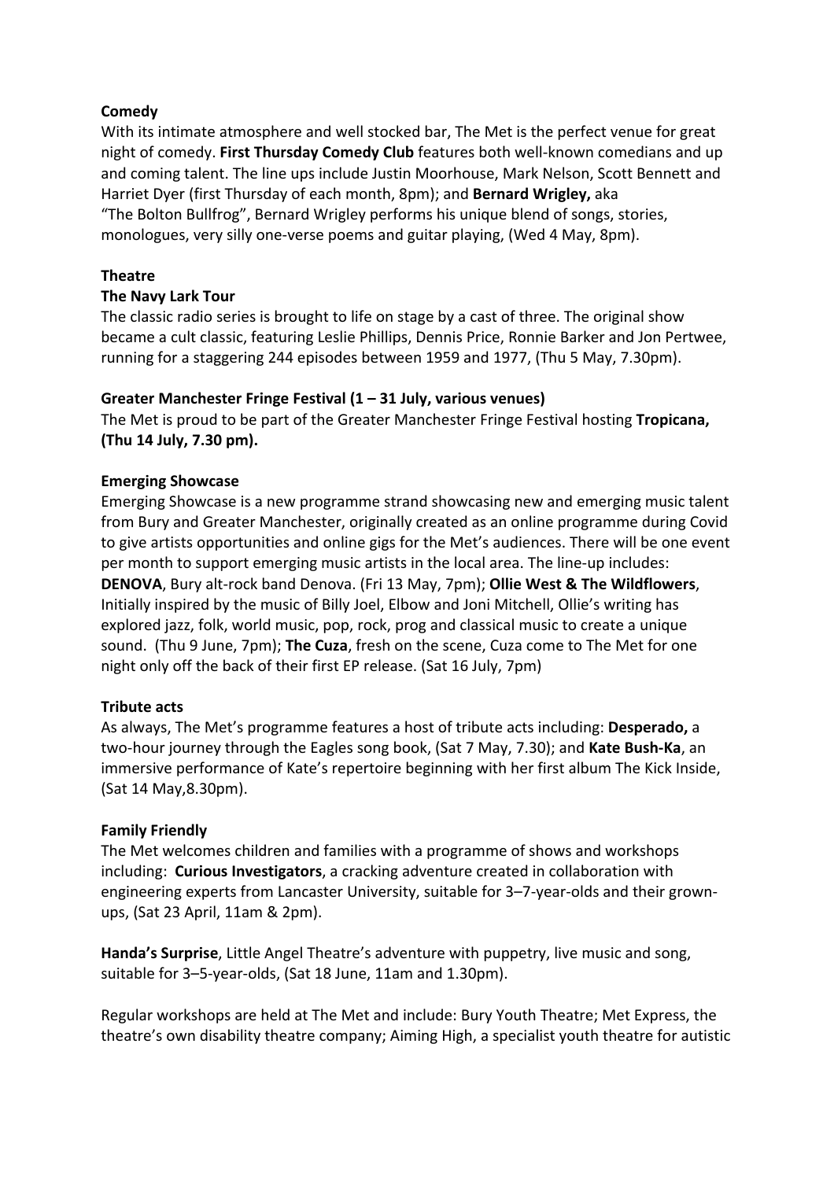**Comedy**

With its intimate atmosphere and well stocked bar, The Met is the perfect venue for great night of comedy. **First Thursday Comedy Club** features both well-known comedians and up and coming talent. The line ups include Justin Moorhouse, Mark Nelson, Scott Bennett and Harriet Dyer (first Thursday of each month, 8pm); and **Bernard Wrigley,** aka "The Bolton Bullfrog", Bernard Wrigley performs his unique blend of songs, stories, monologues, very silly one-verse poems and guitar playing, (Wed 4 May, 8pm).

**Theatre**

**The Navy Lark Tour**

The classic radio series is brought to life on stage by a cast of three. The original show became a cult classic, featuring Leslie Phillips, Dennis Price, Ronnie Barker and Jon Pertwee, running for a staggering 244 episodes between 1959 and 1977, (Thu 5 May, 7.30pm).

**Greater Manchester Fringe Festival (1 – 31 July, various venues)**

The Met is proud to be part of the Greater Manchester Fringe Festival hosting **Tropicana, (Thu 14 July, 7.30 pm).**

**Emerging Showcase**

Emerging Showcase is a new programme strand showcasing new and emerging music talent from Bury and Greater Manchester, originally created as an online programme during Covid to give artists opportunities and online gigs for the Met's audiences. There will be one event per month to support emerging music artists in the local area. The line-up includes: **DENOVA**, Bury alt-rock band Denova. (Fri 13 May, 7pm); **Ollie West & The Wildflowers**, Initially inspired by the music of Billy Joel, Elbow and Joni Mitchell, Ollie's writing has explored jazz, folk, world music, pop, rock, prog and classical music to create a unique sound. (Thu 9 June, 7pm); **The Cuza**, fresh on the scene, Cuza come to The Met for one night only off the back of their first EP release. (Sat 16 July, 7pm)

**Tribute acts**

As always, The Met's programme features a host of tribute acts including: **Desperado,** a two-hour journey through the Eagles song book, (Sat 7 May, 7.30); and **Kate Bush-Ka**, an immersive performance of Kate's repertoire beginning with her first album The Kick Inside, (Sat 14 May,8.30pm).

**Family Friendly**

The Met welcomes children and families with a programme of shows and workshops including: **Curious Investigators**, a cracking adventure created in collaboration with engineering experts from Lancaster University, suitable for 3–7-year-olds and their grown-ups, (Sat 23 April, 11am & 2pm).

**Handa's Surprise**, Little Angel Theatre's adventure with puppetry, live music and song, suitable for 3–5-year-olds, (Sat 18 June, 11am and 1.30pm).

Regular workshops are held at The Met and include: Bury Youth Theatre; Met Express, the theatre's own disability theatre company; Aiming High, a specialist youth theatre for autistic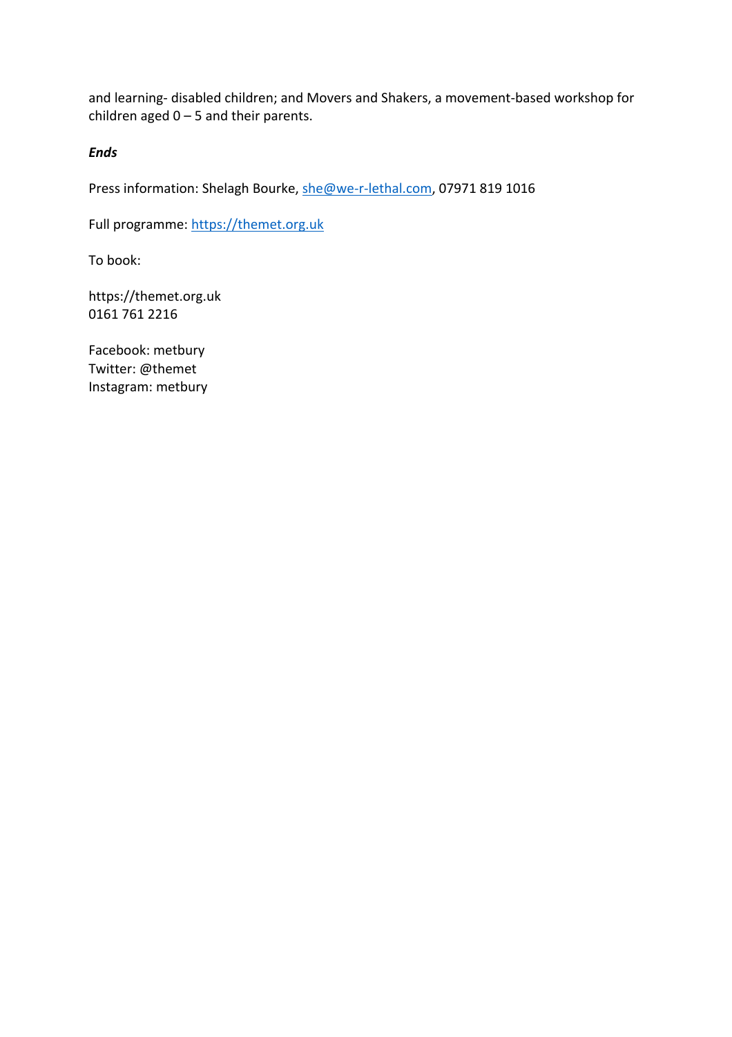and learning- disabled children; and Movers and Shakers, a movement-based workshop for children aged 0 – 5 and their parents.

***Ends***

Press information: Shelagh Bourke, she@we-r-lethal.com, 07971 819 1016

Full programme: https://themet.org.uk

To book:

https://themet.org.uk  
0161 761 2216

Facebook: metbury  
Twitter: @themet  
Instagram: metbury